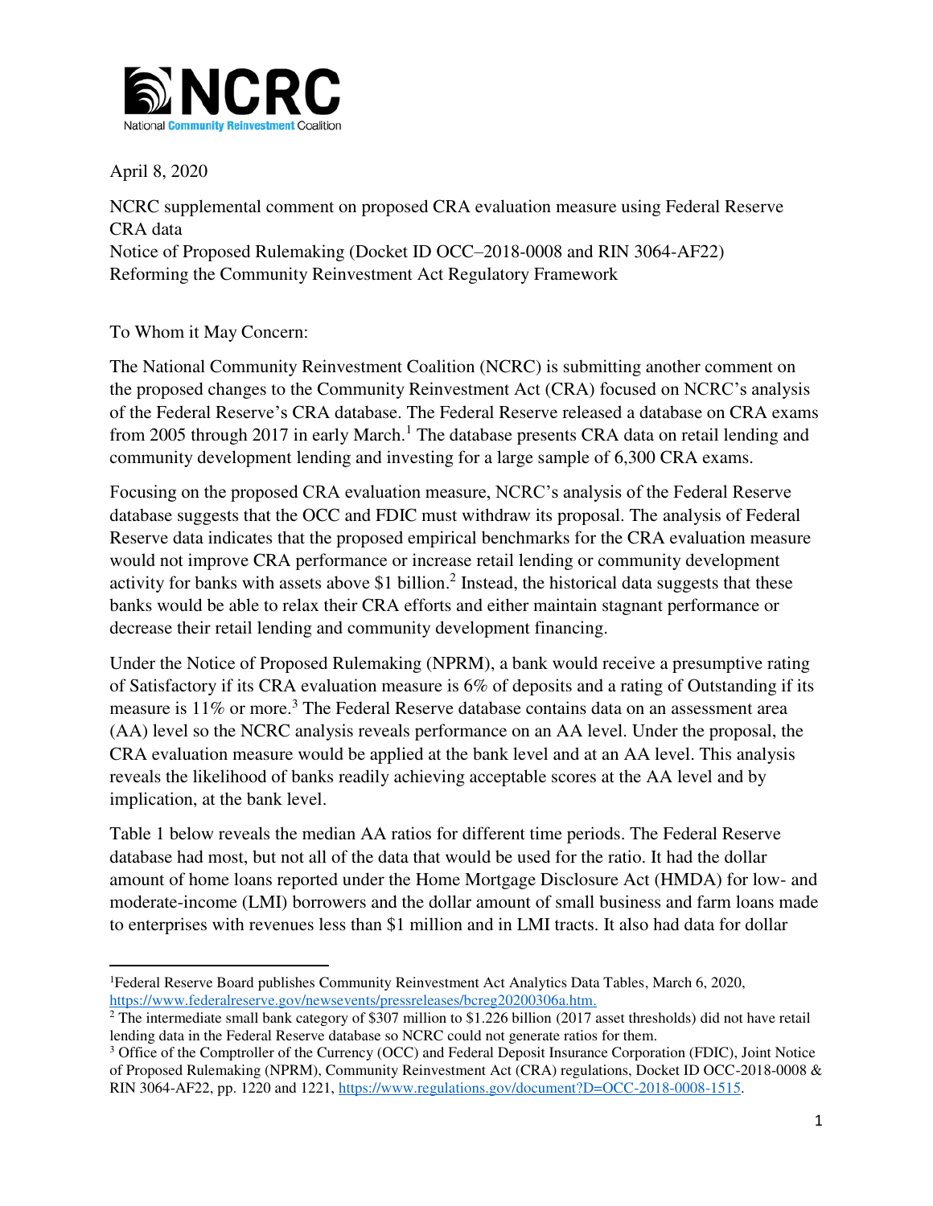**NCRC**
National Community Reinvestment Coalition

April 8, 2020

NCRC supplemental comment on proposed CRA evaluation measure using Federal Reserve CRA data
Notice of Proposed Rulemaking (Docket ID OCC–2018-0008 and RIN 3064-AF22)
Reforming the Community Reinvestment Act Regulatory Framework

To Whom it May Concern:

The National Community Reinvestment Coalition (NCRC) is submitting another comment on the proposed changes to the Community Reinvestment Act (CRA) focused on NCRC's analysis of the Federal Reserve's CRA database. The Federal Reserve released a database on CRA exams from 2005 through 2017 in early March.[1] The database presents CRA data on retail lending and community development lending and investing for a large sample of 6,300 CRA exams.

Focusing on the proposed CRA evaluation measure, NCRC's analysis of the Federal Reserve database suggests that the OCC and FDIC must withdraw its proposal. The analysis of Federal Reserve data indicates that the proposed empirical benchmarks for the CRA evaluation measure would not improve CRA performance or increase retail lending or community development activity for banks with assets above $1 billion.[2] Instead, the historical data suggests that these banks would be able to relax their CRA efforts and either maintain stagnant performance or decrease their retail lending and community development financing.

Under the Notice of Proposed Rulemaking (NPRM), a bank would receive a presumptive rating of Satisfactory if its CRA evaluation measure is 6% of deposits and a rating of Outstanding if its measure is 11% or more.[3] The Federal Reserve database contains data on an assessment area (AA) level so the NCRC analysis reveals performance on an AA level. Under the proposal, the CRA evaluation measure would be applied at the bank level and at an AA level. This analysis reveals the likelihood of banks readily achieving acceptable scores at the AA level and by implication, at the bank level.

Table 1 below reveals the median AA ratios for different time periods. The Federal Reserve database had most, but not all of the data that would be used for the ratio. It had the dollar amount of home loans reported under the Home Mortgage Disclosure Act (HMDA) for low- and moderate-income (LMI) borrowers and the dollar amount of small business and farm loans made to enterprises with revenues less than $1 million and in LMI tracts. It also had data for dollar

---

[1] Federal Reserve Board publishes Community Reinvestment Act Analytics Data Tables, March 6, 2020, https://www.federalreserve.gov/newsevents/pressreleases/bcreg20200306a.htm.

[2] The intermediate small bank category of $307 million to $1.226 billion (2017 asset thresholds) did not have retail lending data in the Federal Reserve database so NCRC could not generate ratios for them.

[3] Office of the Comptroller of the Currency (OCC) and Federal Deposit Insurance Corporation (FDIC), Joint Notice of Proposed Rulemaking (NPRM), Community Reinvestment Act (CRA) regulations, Docket ID OCC-2018-0008 & RIN 3064-AF22, pp. 1220 and 1221, https://www.regulations.gov/document?D=OCC-2018-0008-1515.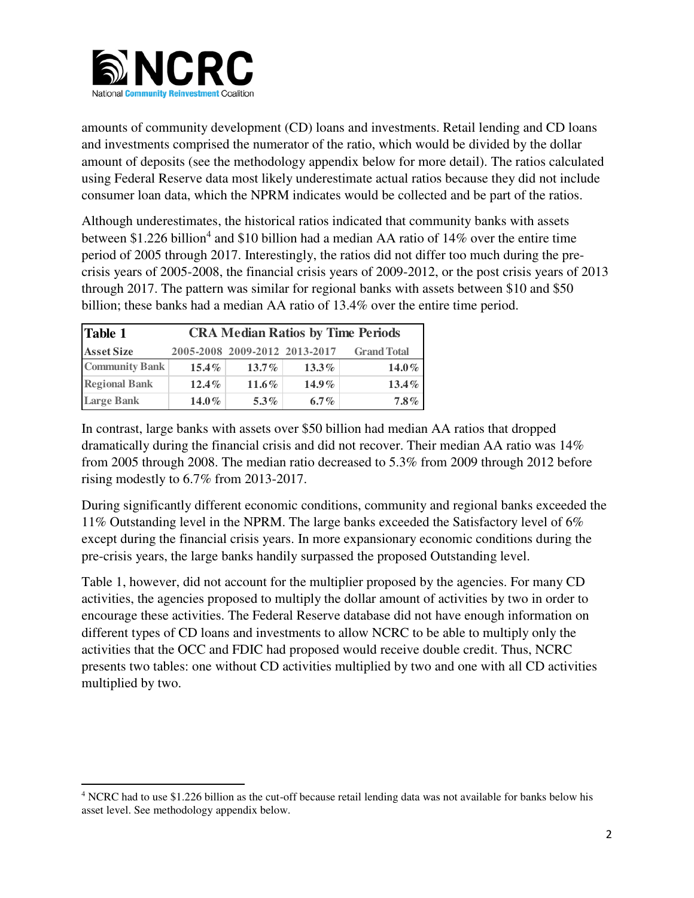amounts of community development (CD) loans and investments. Retail lending and CD loans and investments comprised the numerator of the ratio, which would be divided by the dollar amount of deposits (see the methodology appendix below for more detail). The ratios calculated using Federal Reserve data most likely underestimate actual ratios because they did not include consumer loan data, which the NPRM indicates would be collected and be part of the ratios.

Although underestimates, the historical ratios indicated that community banks with assets between $1.226 billion[4] and $10 billion had a median AA ratio of 14% over the entire time period of 2005 through 2017. Interestingly, the ratios did not differ too much during the pre-crisis years of 2005-2008, the financial crisis years of 2009-2012, or the post crisis years of 2013 through 2017. The pattern was similar for regional banks with assets between $10 and $50 billion; these banks had a median AA ratio of 13.4% over the entire time period.

| **Table 1** | **CRA Median Ratios by Time Periods** | | | |
|---|---|---|---|---|
| **Asset Size** | **2005-2008** | **2009-2012** | **2013-2017** | **Grand Total** |
| **Community Bank** | **15.4%** | **13.7%** | **13.3%** | **14.0%** |
| **Regional Bank** | **12.4%** | **11.6%** | **14.9%** | **13.4%** |
| **Large Bank** | **14.0%** | **5.3%** | **6.7%** | **7.8%** |

In contrast, large banks with assets over $50 billion had median AA ratios that dropped dramatically during the financial crisis and did not recover. Their median AA ratio was 14% from 2005 through 2008. The median ratio decreased to 5.3% from 2009 through 2012 before rising modestly to 6.7% from 2013-2017.

During significantly different economic conditions, community and regional banks exceeded the 11% Outstanding level in the NPRM. The large banks exceeded the Satisfactory level of 6% except during the financial crisis years. In more expansionary economic conditions during the pre-crisis years, the large banks handily surpassed the proposed Outstanding level.

Table 1, however, did not account for the multiplier proposed by the agencies. For many CD activities, the agencies proposed to multiply the dollar amount of activities by two in order to encourage these activities. The Federal Reserve database did not have enough information on different types of CD loans and investments to allow NCRC to be able to multiply only the activities that the OCC and FDIC had proposed would receive double credit. Thus, NCRC presents two tables: one without CD activities multiplied by two and one with all CD activities multiplied by two.

[4] NCRC had to use $1.226 billion as the cut-off because retail lending data was not available for banks below his asset level. See methodology appendix below.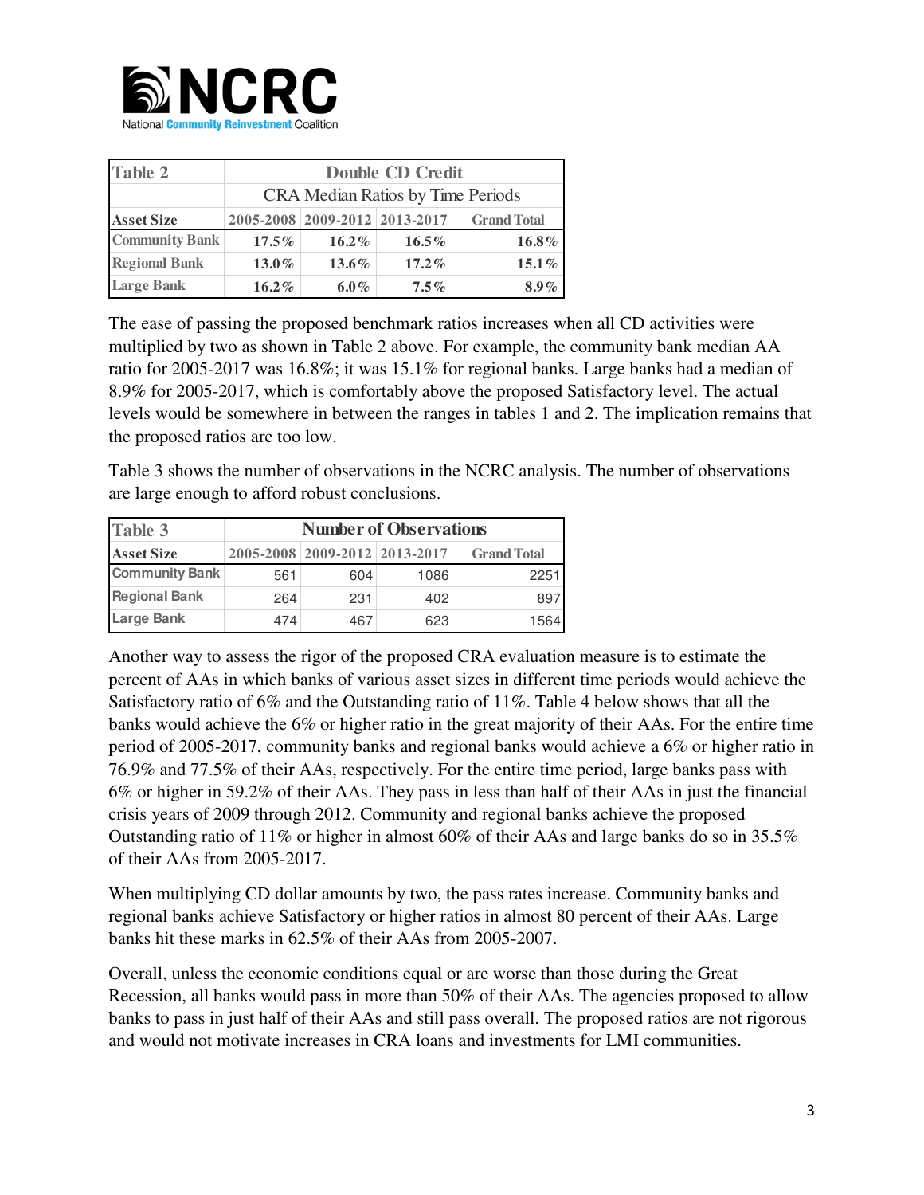| Table 2 | Double CD Credit | | | |
|---|---|---|---|---|
| | CRA Median Ratios by Time Periods | | | |
| **Asset Size** | **2005-2008** | **2009-2012** | **2013-2017** | **Grand Total** |
| **Community Bank** | **17.5%** | **16.2%** | **16.5%** | **16.8%** |
| **Regional Bank** | **13.0%** | **13.6%** | **17.2%** | **15.1%** |
| **Large Bank** | **16.2%** | **6.0%** | **7.5%** | **8.9%** |

The ease of passing the proposed benchmark ratios increases when all CD activities were multiplied by two as shown in Table 2 above. For example, the community bank median AA ratio for 2005-2017 was 16.8%; it was 15.1% for regional banks. Large banks had a median of 8.9% for 2005-2017, which is comfortably above the proposed Satisfactory level. The actual levels would be somewhere in between the ranges in tables 1 and 2. The implication remains that the proposed ratios are too low.

Table 3 shows the number of observations in the NCRC analysis. The number of observations are large enough to afford robust conclusions.

| Table 3 | Number of Observations | | | |
|---|---|---|---|---|
| **Asset Size** | **2005-2008** | **2009-2012** | **2013-2017** | **Grand Total** |
| **Community Bank** | 561 | 604 | 1086 | 2251 |
| **Regional Bank** | 264 | 231 | 402 | 897 |
| **Large Bank** | 474 | 467 | 623 | 1564 |

Another way to assess the rigor of the proposed CRA evaluation measure is to estimate the percent of AAs in which banks of various asset sizes in different time periods would achieve the Satisfactory ratio of 6% and the Outstanding ratio of 11%. Table 4 below shows that all the banks would achieve the 6% or higher ratio in the great majority of their AAs. For the entire time period of 2005-2017, community banks and regional banks would achieve a 6% or higher ratio in 76.9% and 77.5% of their AAs, respectively. For the entire time period, large banks pass with 6% or higher in 59.2% of their AAs. They pass in less than half of their AAs in just the financial crisis years of 2009 through 2012. Community and regional banks achieve the proposed Outstanding ratio of 11% or higher in almost 60% of their AAs and large banks do so in 35.5% of their AAs from 2005-2017.

When multiplying CD dollar amounts by two, the pass rates increase. Community banks and regional banks achieve Satisfactory or higher ratios in almost 80 percent of their AAs. Large banks hit these marks in 62.5% of their AAs from 2005-2007.

Overall, unless the economic conditions equal or are worse than those during the Great Recession, all banks would pass in more than 50% of their AAs. The agencies proposed to allow banks to pass in just half of their AAs and still pass overall. The proposed ratios are not rigorous and would not motivate increases in CRA loans and investments for LMI communities.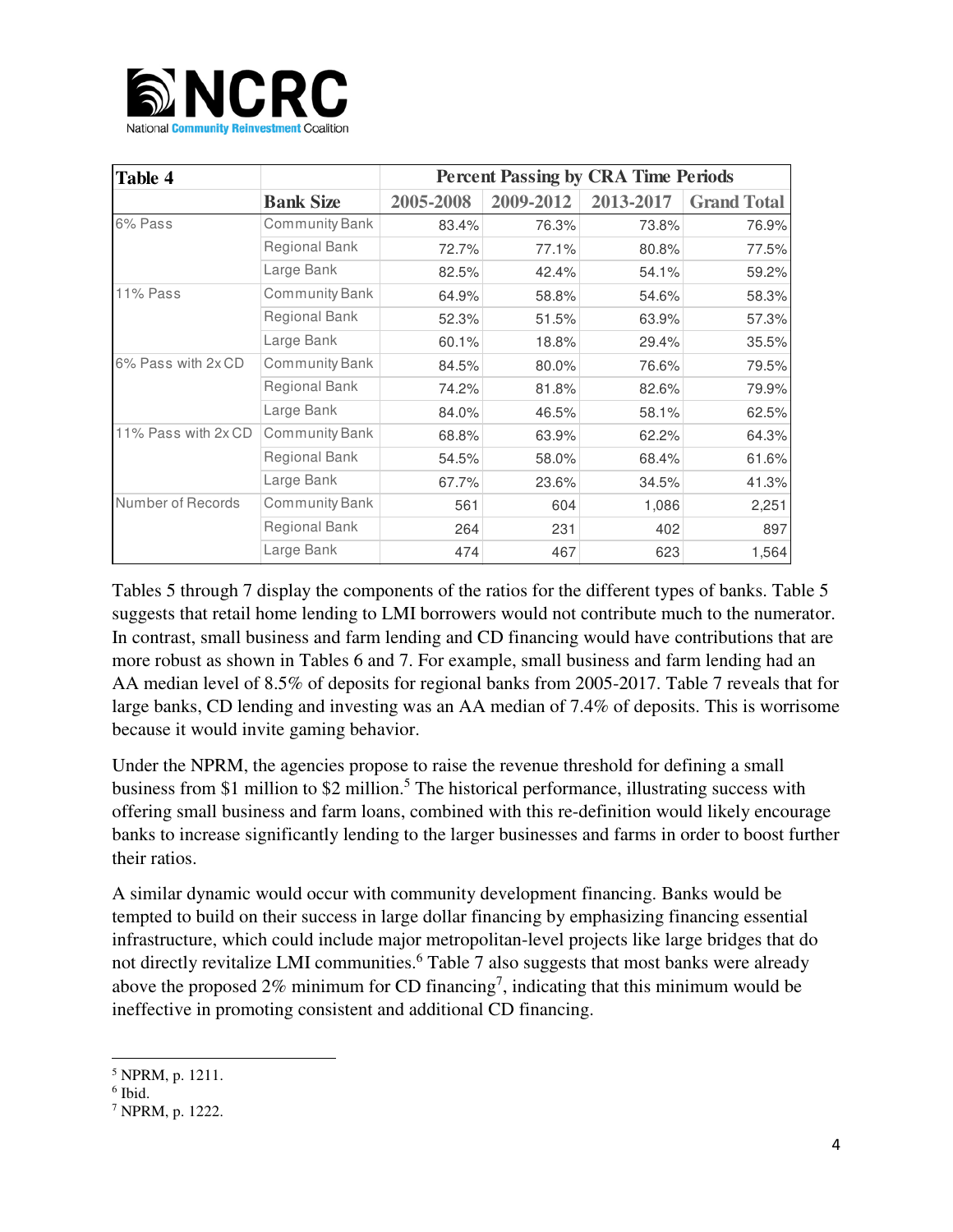| Table 4 | | Percent Passing by CRA Time Periods | | | |
|---|---|---|---|---|---|
| | **Bank Size** | **2005-2008** | **2009-2012** | **2013-2017** | **Grand Total** |
| 6% Pass | Community Bank | 83.4% | 76.3% | 73.8% | 76.9% |
| | Regional Bank | 72.7% | 77.1% | 80.8% | 77.5% |
| | Large Bank | 82.5% | 42.4% | 54.1% | 59.2% |
| 11% Pass | Community Bank | 64.9% | 58.8% | 54.6% | 58.3% |
| | Regional Bank | 52.3% | 51.5% | 63.9% | 57.3% |
| | Large Bank | 60.1% | 18.8% | 29.4% | 35.5% |
| 6% Pass with 2x CD | Community Bank | 84.5% | 80.0% | 76.6% | 79.5% |
| | Regional Bank | 74.2% | 81.8% | 82.6% | 79.9% |
| | Large Bank | 84.0% | 46.5% | 58.1% | 62.5% |
| 11% Pass with 2x CD | Community Bank | 68.8% | 63.9% | 62.2% | 64.3% |
| | Regional Bank | 54.5% | 58.0% | 68.4% | 61.6% |
| | Large Bank | 67.7% | 23.6% | 34.5% | 41.3% |
| Number of Records | Community Bank | 561 | 604 | 1,086 | 2,251 |
| | Regional Bank | 264 | 231 | 402 | 897 |
| | Large Bank | 474 | 467 | 623 | 1,564 |

Tables 5 through 7 display the components of the ratios for the different types of banks. Table 5 suggests that retail home lending to LMI borrowers would not contribute much to the numerator. In contrast, small business and farm lending and CD financing would have contributions that are more robust as shown in Tables 6 and 7. For example, small business and farm lending had an AA median level of 8.5% of deposits for regional banks from 2005-2017. Table 7 reveals that for large banks, CD lending and investing was an AA median of 7.4% of deposits. This is worrisome because it would invite gaming behavior.

Under the NPRM, the agencies propose to raise the revenue threshold for defining a small business from $1 million to $2 million.[5] The historical performance, illustrating success with offering small business and farm loans, combined with this re-definition would likely encourage banks to increase significantly lending to the larger businesses and farms in order to boost further their ratios.

A similar dynamic would occur with community development financing. Banks would be tempted to build on their success in large dollar financing by emphasizing financing essential infrastructure, which could include major metropolitan-level projects like large bridges that do not directly revitalize LMI communities.[6] Table 7 also suggests that most banks were already above the proposed 2% minimum for CD financing[7], indicating that this minimum would be ineffective in promoting consistent and additional CD financing.

---

[5] NPRM, p. 1211.

[6] Ibid.

[7] NPRM, p. 1222.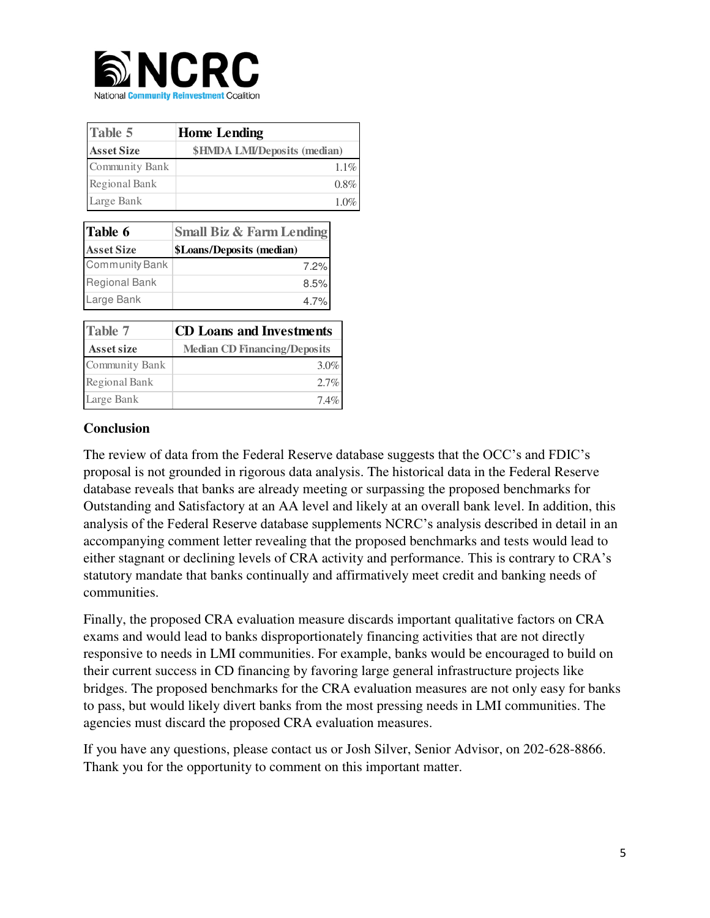| Table 5 | Home Lending |
|---|---|
| **Asset Size** | **$HMDA LMI/Deposits (median)** |
| Community Bank | 1.1% |
| Regional Bank | 0.8% |
| Large Bank | 1.0% |

| Table 6 | Small Biz & Farm Lending |
|---|---|
| **Asset Size** | **$Loans/Deposits (median)** |
| Community Bank | 7.2% |
| Regional Bank | 8.5% |
| Large Bank | 4.7% |

| Table 7 | CD Loans and Investments |
|---|---|
| **Asset size** | **Median CD Financing/Deposits** |
| Community Bank | 3.0% |
| Regional Bank | 2.7% |
| Large Bank | 7.4% |

**Conclusion**

The review of data from the Federal Reserve database suggests that the OCC's and FDIC's proposal is not grounded in rigorous data analysis. The historical data in the Federal Reserve database reveals that banks are already meeting or surpassing the proposed benchmarks for Outstanding and Satisfactory at an AA level and likely at an overall bank level. In addition, this analysis of the Federal Reserve database supplements NCRC's analysis described in detail in an accompanying comment letter revealing that the proposed benchmarks and tests would lead to either stagnant or declining levels of CRA activity and performance. This is contrary to CRA's statutory mandate that banks continually and affirmatively meet credit and banking needs of communities.

Finally, the proposed CRA evaluation measure discards important qualitative factors on CRA exams and would lead to banks disproportionately financing activities that are not directly responsive to needs in LMI communities. For example, banks would be encouraged to build on their current success in CD financing by favoring large general infrastructure projects like bridges. The proposed benchmarks for the CRA evaluation measures are not only easy for banks to pass, but would likely divert banks from the most pressing needs in LMI communities. The agencies must discard the proposed CRA evaluation measures.

If you have any questions, please contact us or Josh Silver, Senior Advisor, on 202-628-8866. Thank you for the opportunity to comment on this important matter.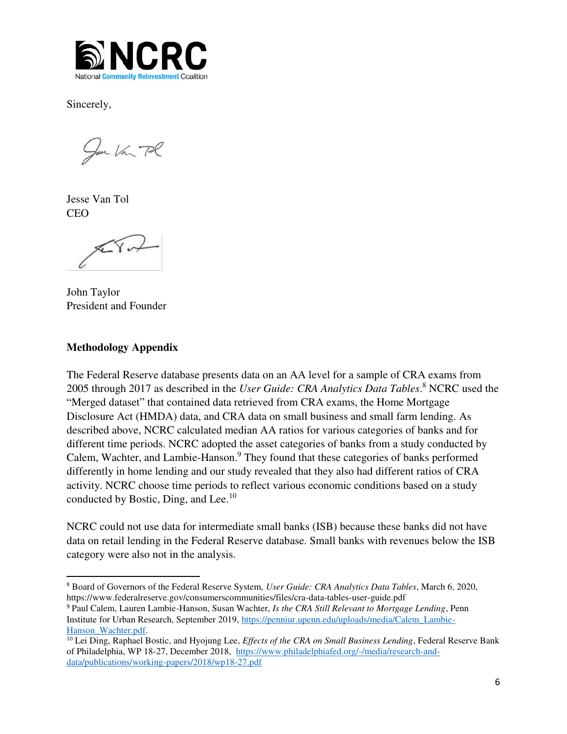Sincerely,

Jesse Van Tol
CEO

John Taylor
President and Founder

**Methodology Appendix**

The Federal Reserve database presents data on an AA level for a sample of CRA exams from 2005 through 2017 as described in the *User Guide: CRA Analytics Data Tables*.[8] NCRC used the "Merged dataset" that contained data retrieved from CRA exams, the Home Mortgage Disclosure Act (HMDA) data, and CRA data on small business and small farm lending. As described above, NCRC calculated median AA ratios for various categories of banks and for different time periods. NCRC adopted the asset categories of banks from a study conducted by Calem, Wachter, and Lambie-Hanson.[9] They found that these categories of banks performed differently in home lending and our study revealed that they also had different ratios of CRA activity. NCRC choose time periods to reflect various economic conditions based on a study conducted by Bostic, Ding, and Lee.[10]

NCRC could not use data for intermediate small banks (ISB) because these banks did not have data on retail lending in the Federal Reserve database. Small banks with revenues below the ISB category were also not in the analysis.

---

[8] Board of Governors of the Federal Reserve System, *User Guide: CRA Analytics Data Tables*, March 6, 2020, https://www.federalreserve.gov/consumerscommunities/files/cra-data-tables-user-guide.pdf

[9] Paul Calem, Lauren Lambie-Hanson, Susan Wachter, *Is the CRA Still Relevant to Mortgage Lending*, Penn Institute for Urban Research, September 2019, https://penniur.upenn.edu/uploads/media/Calem_Lambie-Hanson_Wachter.pdf.

[10] Lei Ding, Raphael Bostic, and Hyojung Lee, *Effects of the CRA on Small Business Lending*, Federal Reserve Bank of Philadelphia, WP 18-27, December 2018, https://www.philadelphiafed.org/-/media/research-and-data/publications/working-papers/2018/wp18-27.pdf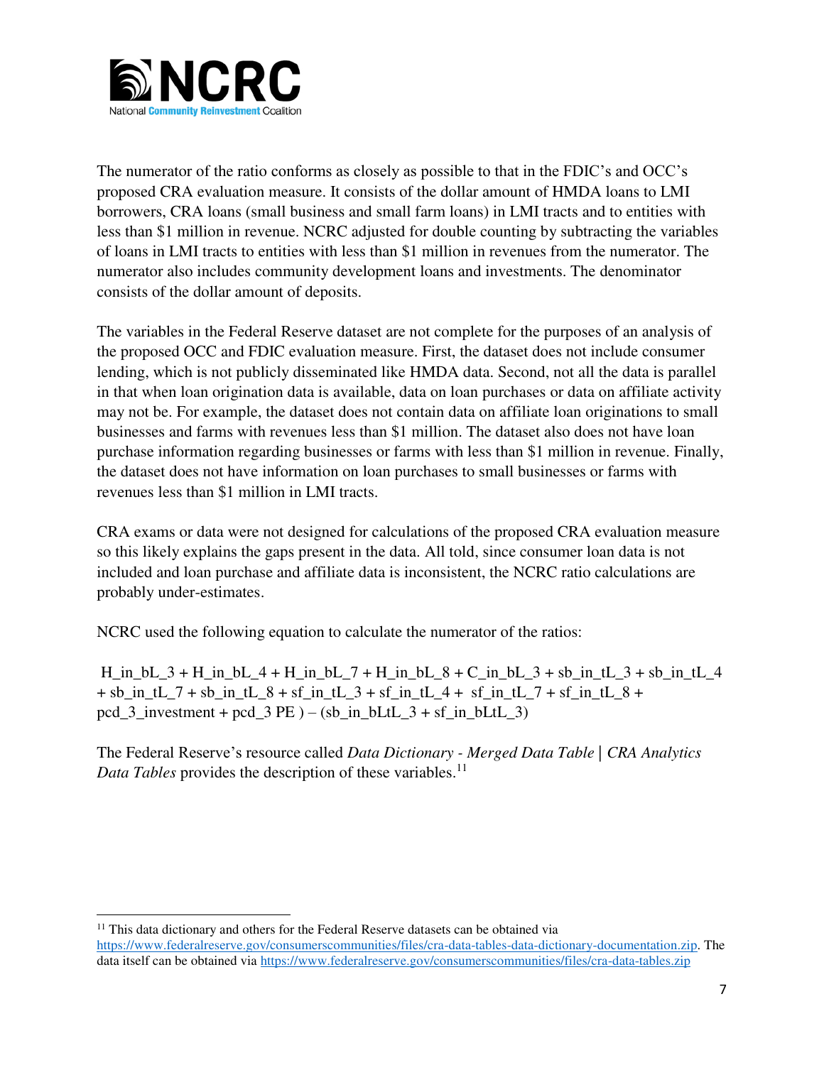The numerator of the ratio conforms as closely as possible to that in the FDIC's and OCC's proposed CRA evaluation measure. It consists of the dollar amount of HMDA loans to LMI borrowers, CRA loans (small business and small farm loans) in LMI tracts and to entities with less than $1 million in revenue. NCRC adjusted for double counting by subtracting the variables of loans in LMI tracts to entities with less than $1 million in revenues from the numerator. The numerator also includes community development loans and investments. The denominator consists of the dollar amount of deposits.

The variables in the Federal Reserve dataset are not complete for the purposes of an analysis of the proposed OCC and FDIC evaluation measure. First, the dataset does not include consumer lending, which is not publicly disseminated like HMDA data. Second, not all the data is parallel in that when loan origination data is available, data on loan purchases or data on affiliate activity may not be. For example, the dataset does not contain data on affiliate loan originations to small businesses and farms with revenues less than $1 million. The dataset also does not have loan purchase information regarding businesses or farms with less than $1 million in revenue. Finally, the dataset does not have information on loan purchases to small businesses or farms with revenues less than $1 million in LMI tracts.

CRA exams or data were not designed for calculations of the proposed CRA evaluation measure so this likely explains the gaps present in the data. All told, since consumer loan data is not included and loan purchase and affiliate data is inconsistent, the NCRC ratio calculations are probably under-estimates.

NCRC used the following equation to calculate the numerator of the ratios:

H_in_bL_3 + H_in_bL_4 + H_in_bL_7 + H_in_bL_8 + C_in_bL_3 + sb_in_tL_3 + sb_in_tL_4 + sb_in_tL_7 + sb_in_tL_8 + sf_in_tL_3 + sf_in_tL_4 + sf_in_tL_7 + sf_in_tL_8 + pcd_3_investment + pcd_3 PE ) – (sb_in_bLtL_3 + sf_in_bLtL_3)

The Federal Reserve's resource called *Data Dictionary - Merged Data Table | CRA Analytics Data Tables* provides the description of these variables.[11]

[11] This data dictionary and others for the Federal Reserve datasets can be obtained via https://www.federalreserve.gov/consumerscommunities/files/cra-data-tables-data-dictionary-documentation.zip. The data itself can be obtained via https://www.federalreserve.gov/consumerscommunities/files/cra-data-tables.zip